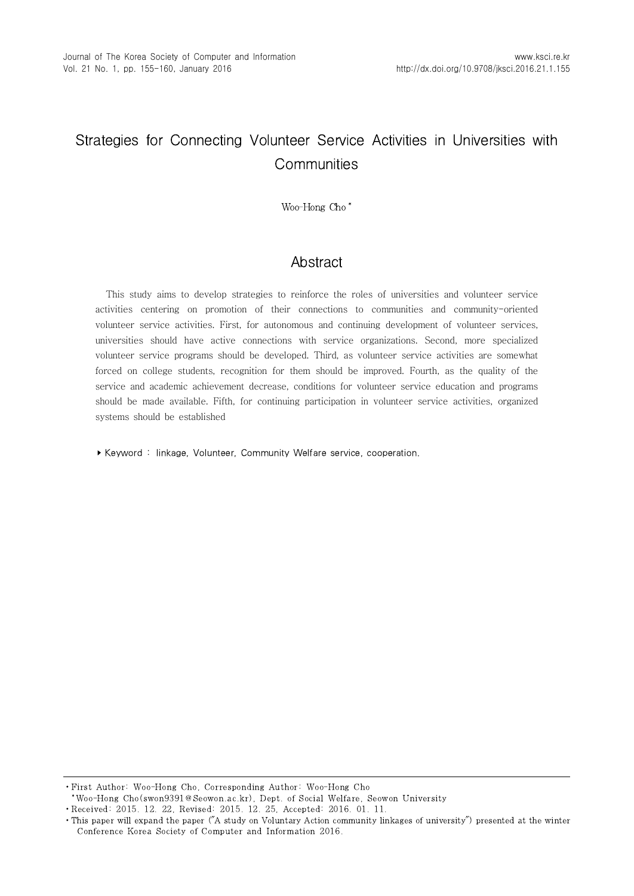# Strategies for Connecting Volunteer Service Activities in Universities with Communities

Woo-Hong Cho*

## Abstract

This study aims to develop strategies to reinforce the roles of universities and volunteer service activities centering on promotion of their connections to communities and community-oriented volunteer service activities. First, for autonomous and continuing development of volunteer services, universities should have active connections with service organizations. Second, more specialized volunteer service programs should be developed. Third, as volunteer service activities are somewhat forced on college students, recognition for them should be improved. Fourth, as the quality of the service and academic achievement decrease, conditions for volunteer service education and programs should be made available. Fifth, for continuing participation in volunteer service activities, organized systems should be established

▸ Keyword : linkage, Volunteer, Community Welfare service, cooperation.

---

- First Author: Woo-Hong Cho, Corresponding Author: Woo-Hong Cho
  *Woo-Hong Cho(swon9391@Seowon.ac.kr), Dept. of Social Welfare, Seowon University
- Received: 2015. 12. 22, Revised: 2015. 12. 25, Accepted: 2016. 01. 11.
- This paper will expand the paper ("A study on Voluntary Action community linkages of university") presented at the winter Conference Korea Society of Computer and Information 2016.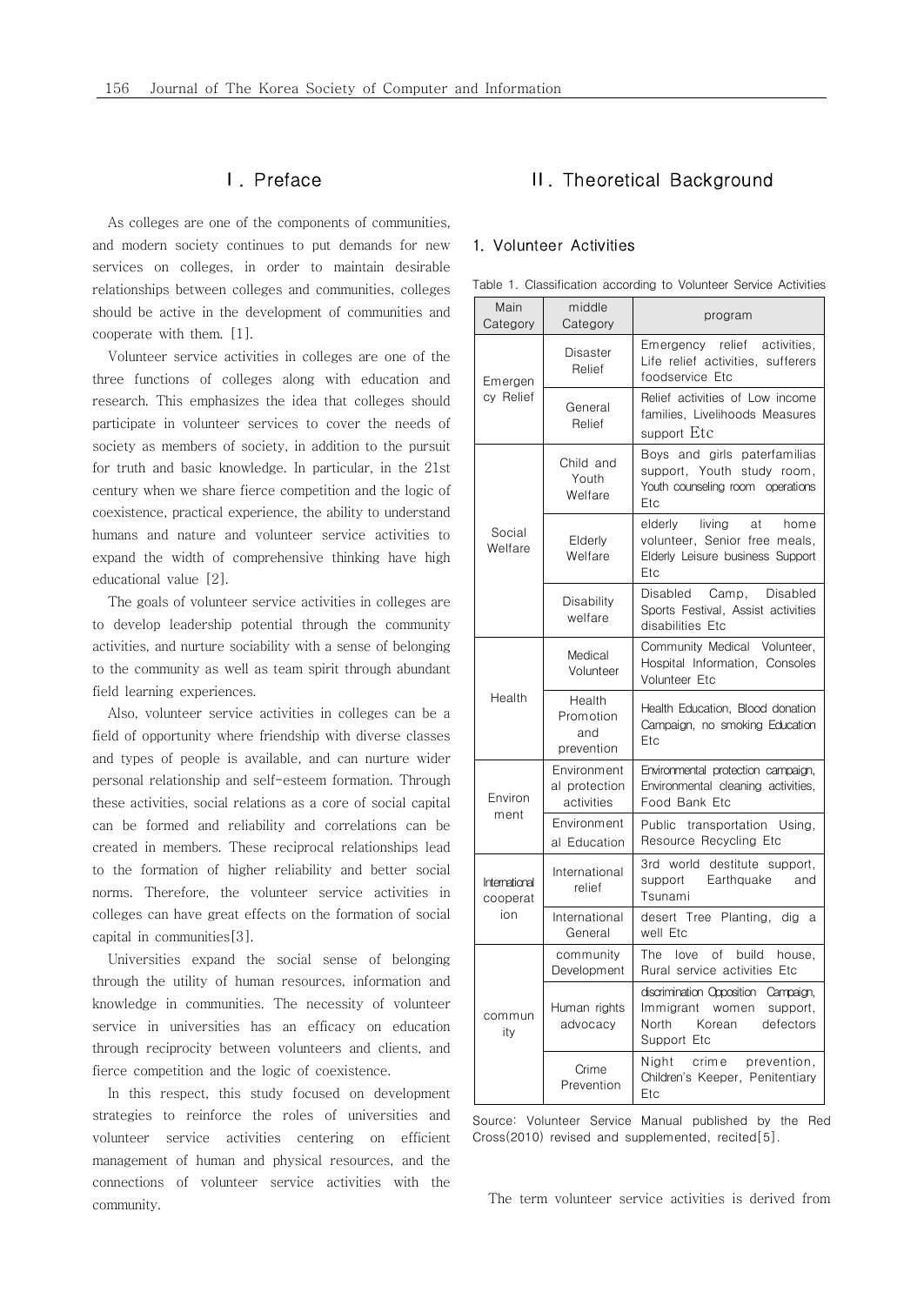# Ⅰ. Preface

As colleges are one of the components of communities, and modern society continues to put demands for new services on colleges, in order to maintain desirable relationships between colleges and communities, colleges should be active in the development of communities and cooperate with them. [1].

Volunteer service activities in colleges are one of the three functions of colleges along with education and research. This emphasizes the idea that colleges should participate in volunteer services to cover the needs of society as members of society, in addition to the pursuit for truth and basic knowledge. In particular, in the 21st century when we share fierce competition and the logic of coexistence, practical experience, the ability to understand humans and nature and volunteer service activities to expand the width of comprehensive thinking have high educational value [2].

The goals of volunteer service activities in colleges are to develop leadership potential through the community activities, and nurture sociability with a sense of belonging to the community as well as team spirit through abundant field learning experiences.

Also, volunteer service activities in colleges can be a field of opportunity where friendship with diverse classes and types of people is available, and can nurture wider personal relationship and self-esteem formation. Through these activities, social relations as a core of social capital can be formed and reliability and correlations can be created in members. These reciprocal relationships lead to the formation of higher reliability and better social norms. Therefore, the volunteer service activities in colleges can have great effects on the formation of social capital in communities[3].

Universities expand the social sense of belonging through the utility of human resources, information and knowledge in communities. The necessity of volunteer service in universities has an efficacy on education through reciprocity between volunteers and clients, and fierce competition and the logic of coexistence.

In this respect, this study focused on development strategies to reinforce the roles of universities and volunteer service activities centering on efficient management of human and physical resources, and the connections of volunteer service activities with the community.

# Ⅱ. Theoretical Background

## 1. Volunteer Activities

Table 1. Classification according to Volunteer Service Activities

| Main Category | middle Category | program |
|---|---|---|
| Emergency Relief | Disaster Relief | Emergency relief activities, Life relief activities, sufferers foodservice Etc |
| | General Relief | Relief activities of Low income families, Livelihoods Measures support Etc |
| Social Welfare | Child and Youth Welfare | Boys and girls paterfamilias support, Youth study room, Youth counseling room operations Etc |
| | Elderly Welfare | elderly living at home volunteer, Senior free meals, Elderly Leisure business Support Etc |
| | Disability welfare | Disabled Camp, Disabled Sports Festival, Assist activities disabilities Etc |
| Health | Medical Volunteer | Community Medical Volunteer, Hospital Information, Consoles Volunteer Etc |
| | Health Promotion and prevention | Health Education, Blood donation Campaign, no smoking Education Etc |
| Environment | Environmental protection activities | Environmental protection campaign, Environmental cleaning activities, Food Bank Etc |
| | Environmental Education | Public transportation Using, Resource Recycling Etc |
| International cooperation | International relief | 3rd world destitute support, support Earthquake and Tsunami |
| | International General | desert Tree Planting, dig a well Etc |
| community | community Development | The love of build house, Rural service activities Etc |
| | Human rights advocacy | discrimination Opposition Campaign, Immigrant women support, North Korean defectors Support Etc |
| | Crime Prevention | Night crime prevention, Children's Keeper, Penitentiary Etc |

Source: Volunteer Service Manual published by the Red Cross(2010) revised and supplemented, recited[5].

The term volunteer service activities is derived from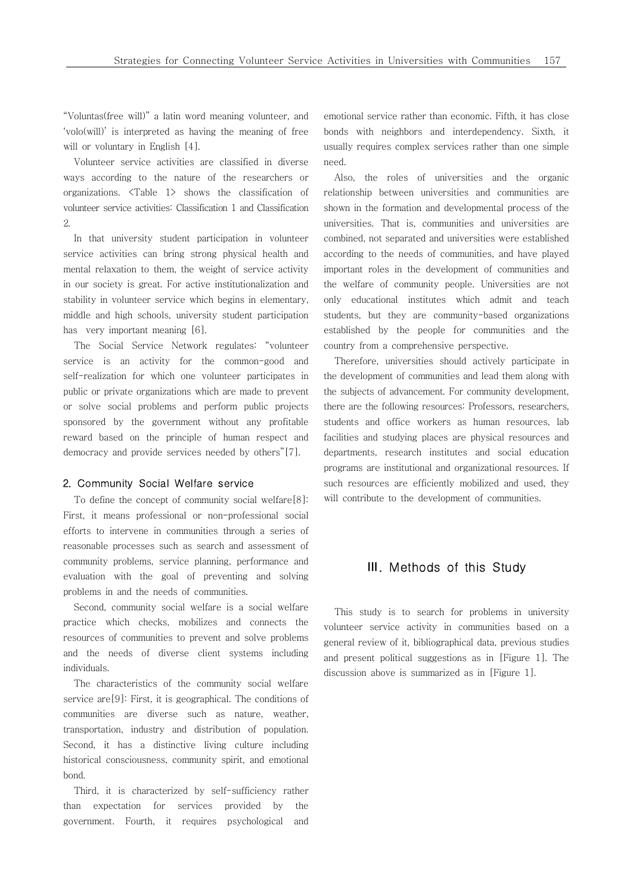"Voluntas(free will)" a latin word meaning volunteer, and 'volo(will)' is interpreted as having the meaning of free will or voluntary in English [4].

Volunteer service activities are classified in diverse ways according to the nature of the researchers or organizations. <Table 1> shows the classification of volunteer service activities: Classification 1 and Classification 2.

In that university student participation in volunteer service activities can bring strong physical health and mental relaxation to them, the weight of service activity in our society is great. For active institutionalization and stability in volunteer service which begins in elementary, middle and high schools, university student participation has very important meaning [6].

The Social Service Network regulates: "volunteer service is an activity for the common-good and self-realization for which one volunteer participates in public or private organizations which are made to prevent or solve social problems and perform public projects sponsored by the government without any profitable reward based on the principle of human respect and democracy and provide services needed by others"[7].

## 2. Community Social Welfare service

To define the concept of community social welfare[8]: First, it means professional or non-professional social efforts to intervene in communities through a series of reasonable processes such as search and assessment of community problems, service planning, performance and evaluation with the goal of preventing and solving problems in and the needs of communities.

Second, community social welfare is a social welfare practice which checks, mobilizes and connects the resources of communities to prevent and solve problems and the needs of diverse client systems including individuals.

The characteristics of the community social welfare service are[9]: First, it is geographical. The conditions of communities are diverse such as nature, weather, transportation, industry and distribution of population. Second, it has a distinctive living culture including historical consciousness, community spirit, and emotional bond.

Third, it is characterized by self-sufficiency rather than expectation for services provided by the government. Fourth, it requires psychological and emotional service rather than economic. Fifth, it has close bonds with neighbors and interdependency. Sixth, it usually requires complex services rather than one simple need.

Also, the roles of universities and the organic relationship between universities and communities are shown in the formation and developmental process of the universities. That is, communities and universities are combined, not separated and universities were established according to the needs of communities, and have played important roles in the development of communities and the welfare of community people. Universities are not only educational institutes which admit and teach students, but they are community-based organizations established by the people for communities and the country from a comprehensive perspective.

Therefore, universities should actively participate in the development of communities and lead them along with the subjects of advancement. For community development, there are the following resources: Professors, researchers, students and office workers as human resources, lab facilities and studying places are physical resources and departments, research institutes and social education programs are institutional and organizational resources. If such resources are efficiently mobilized and used, they will contribute to the development of communities.

# Ⅲ. Methods of this Study

This study is to search for problems in university volunteer service activity in communities based on a general review of it, bibliographical data, previous studies and present political suggestions as in [Figure 1]. The discussion above is summarized as in [Figure 1].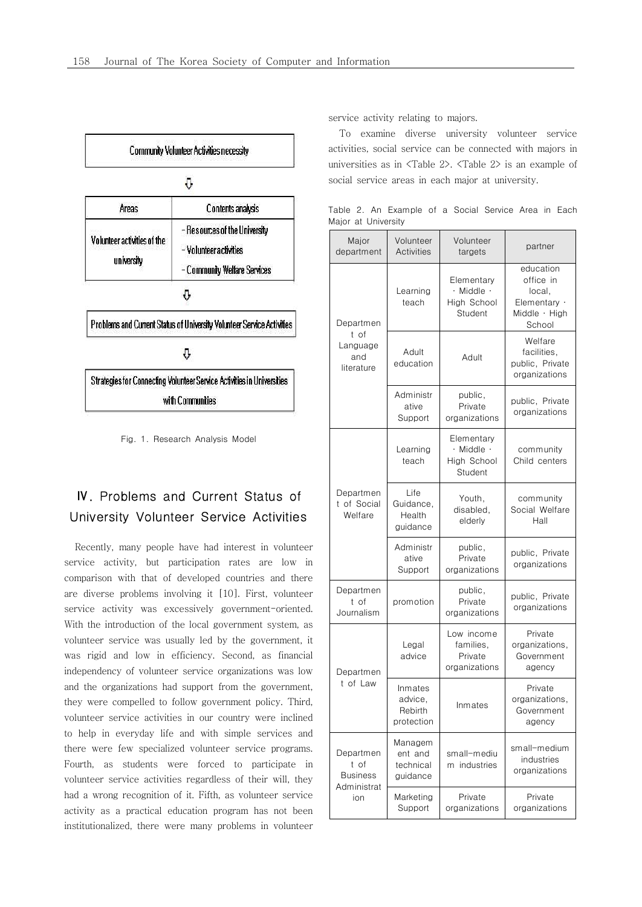| Community Volunteer Activities necessity | |
|---|---|
| ⇩ | |
| Areas | Contents analysis |
| Volunteer activities of the university | - Resources of the University<br>- Volunteer activities<br>- Community Welfare Services |
| ⇩ | |
| Problems and Current Status of University Volunteer Service Activities | |
| ⇩ | |
| Strategies for Connecting Volunteer Service Activities in Universities with Communities | |

Fig. 1. Research Analysis Model

## Ⅳ. Problems and Current Status of University Volunteer Service Activities

Recently, many people have had interest in volunteer service activity, but participation rates are low in comparison with that of developed countries and there are diverse problems involving it [10]. First, volunteer service activity was excessively government-oriented. With the introduction of the local government system, as volunteer service was usually led by the government, it was rigid and low in efficiency. Second, as financial independency of volunteer service organizations was low and the organizations had support from the government, they were compelled to follow government policy. Third, volunteer service activities in our country were inclined to help in everyday life and with simple services and there were few specialized volunteer service programs. Fourth, as students were forced to participate in volunteer service activities regardless of their will, they had a wrong recognition of it. Fifth, as volunteer service activity as a practical education program has not been institutionalized, there were many problems in volunteer service activity relating to majors.

To examine diverse university volunteer service activities, social service can be connected with majors in universities as in <Table 2>. <Table 2> is an example of social service areas in each major at university.

Table 2. An Example of a Social Service Area in Each Major at University

| Major department | Volunteer Activities | Volunteer targets | partner |
|---|---|---|---|
| Department of Language and literature | Learning teach | Elementary · Middle · High School Student | education office in local, Elementary · Middle · High School |
| | Adult education | Adult | Welfare facilities, public, Private organizations |
| | Administrative Support | public, Private organizations | public, Private organizations |
| Department of Social Welfare | Learning teach | Elementary · Middle · High School Student | community Child centers |
| | Life Guidance, Health guidance | Youth, disabled, elderly | community Social Welfare Hall |
| | Administrative Support | public, Private organizations | public, Private organizations |
| Department of Journalism | promotion | public, Private organizations | public, Private organizations |
| Department of Law | Legal advice | Low income families, Private organizations | Private organizations, Government agency |
| | Inmates advice, Rebirth protection | Inmates | Private organizations, Government agency |
| Department of Business Administration | Management and technical guidance | small-medium industries | small-medium industries organizations |
| | Marketing Support | Private organizations | Private organizations |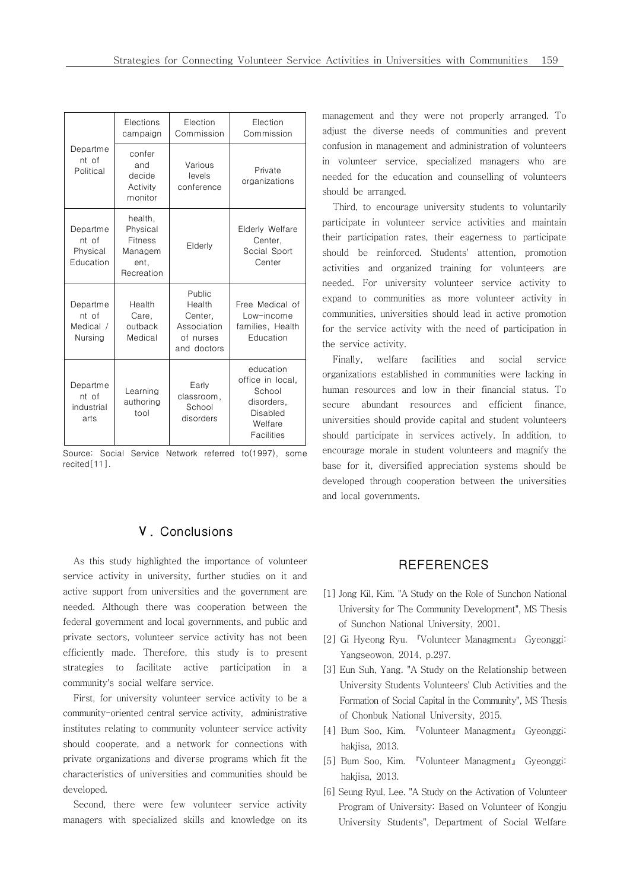| Departme nt of Political | Elections campaign | Election Commission | Election Commission |
|---|---|---|---|
| | confer and decide Activity monitor | Various levels conference | Private organizations |
| Departme nt of Physical Education | health, Physical Fitness Managem ent, Recreation | Elderly | Elderly Welfare Center, Social Sport Center |
| Departme nt of Medical / Nursing | Health Care, outback Medical | Public Health Center, Association of nurses and doctors | Free Medical of Low-income families, Health Education |
| Departme nt of industrial arts | Learning authoring tool | Early classroom, School disorders | education office in local, School disorders, Disabled Welfare Facilities |

Source: Social Service Network referred to(1997), some recited[11].

## Ⅴ. Conclusions

As this study highlighted the importance of volunteer service activity in university, further studies on it and active support from universities and the government are needed. Although there was cooperation between the federal government and local governments, and public and private sectors, volunteer service activity has not been efficiently made. Therefore, this study is to present strategies to facilitate active participation in a community's social welfare service.

First, for university volunteer service activity to be a community-oriented central service activity, administrative institutes relating to community volunteer service activity should cooperate, and a network for connections with private organizations and diverse programs which fit the characteristics of universities and communities should be developed.

Second, there were few volunteer service activity managers with specialized skills and knowledge on its management and they were not properly arranged. To adjust the diverse needs of communities and prevent confusion in management and administration of volunteers in volunteer service, specialized managers who are needed for the education and counselling of volunteers should be arranged.

Third, to encourage university students to voluntarily participate in volunteer service activities and maintain their participation rates, their eagerness to participate should be reinforced. Students' attention, promotion activities and organized training for volunteers are needed. For university volunteer service activity to expand to communities as more volunteer activity in communities, universities should lead in active promotion for the service activity with the need of participation in the service activity.

Finally, welfare facilities and social service organizations established in communities were lacking in human resources and low in their financial status. To secure abundant resources and efficient finance, universities should provide capital and student volunteers should participate in services actively. In addition, to encourage morale in student volunteers and magnify the base for it, diversified appreciation systems should be developed through cooperation between the universities and local governments.

## REFERENCES

[1] Jong Kil, Kim. "A Study on the Role of Sunchon National University for The Community Development", MS Thesis of Sunchon National University, 2001.

[2] Gi Hyeong Ryu. 『Volunteer Managment』 Gyeonggi: Yangseowon, 2014, p.297.

[3] Eun Suh, Yang. "A Study on the Relationship between University Students Volunteers' Club Activities and the Formation of Social Capital in the Community", MS Thesis of Chonbuk National University, 2015.

[4] Bum Soo, Kim. 『Volunteer Managment』 Gyeonggi: hakjisa, 2013.

[5] Bum Soo, Kim. 『Volunteer Managment』 Gyeonggi: hakjisa, 2013.

[6] Seung Ryul, Lee. "A Study on the Activation of Volunteer Program of University: Based on Volunteer of Kongju University Students", Department of Social Welfare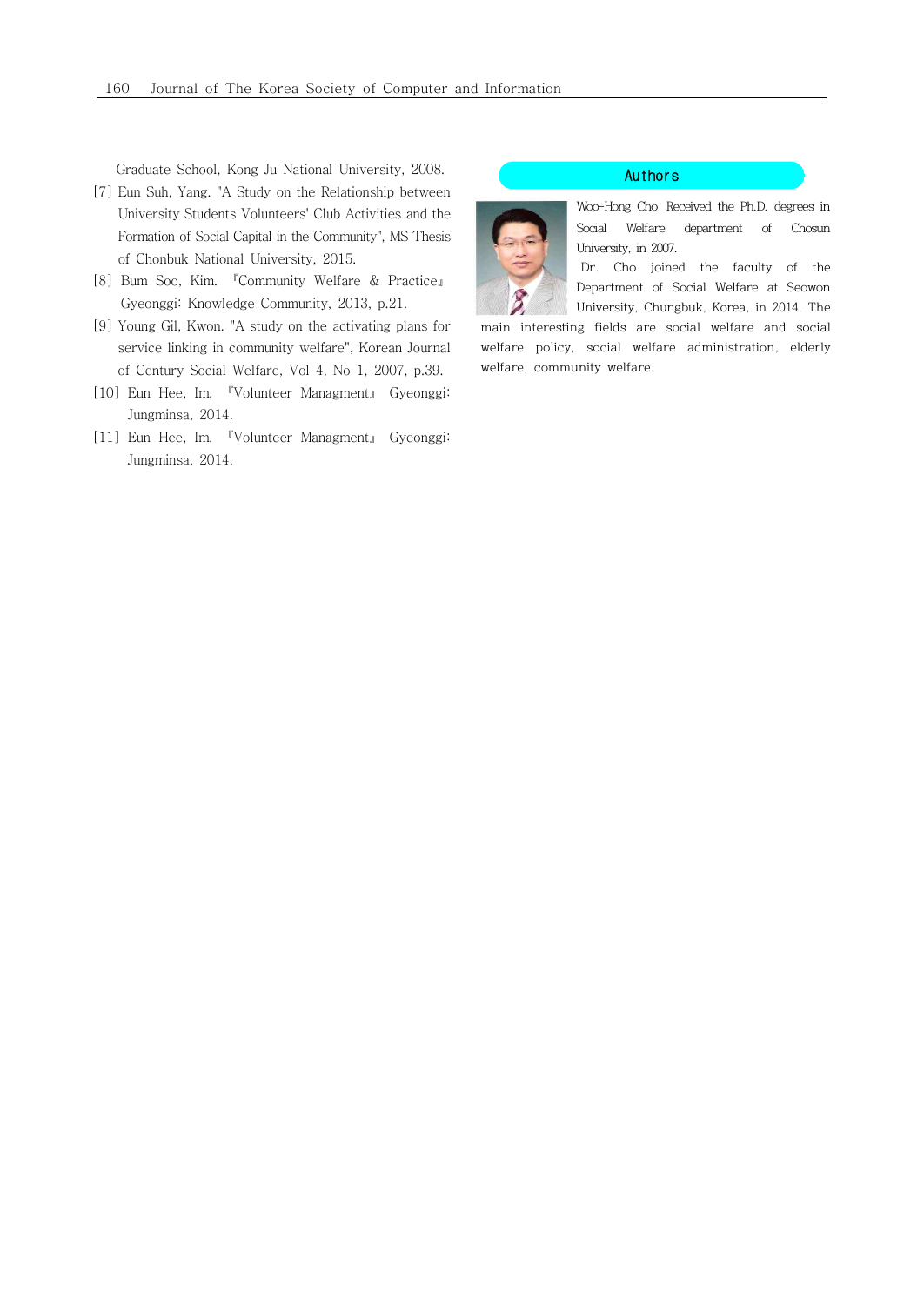Graduate School, Kong Ju National University, 2008.

[7] Eun Suh, Yang. "A Study on the Relationship between University Students Volunteers' Club Activities and the Formation of Social Capital in the Community", MS Thesis of Chonbuk National University, 2015.

[8] Bum Soo, Kim. 『Community Welfare & Practice』 Gyeonggi: Knowledge Community, 2013, p.21.

[9] Young Gil, Kwon. "A study on the activating plans for service linking in community welfare", Korean Journal of Century Social Welfare, Vol 4, No 1, 2007, p.39.

[10] Eun Hee, Im. 『Volunteer Managment』 Gyeonggi: Jungminsa, 2014.

[11] Eun Hee, Im. 『Volunteer Managment』 Gyeonggi: Jungminsa, 2014.

## Authors

Woo-Hong Cho Received the Ph.D. degrees in Social Welfare department of Chosun University, in 2007.

Dr. Cho joined the faculty of the Department of Social Welfare at Seowon University, Chungbuk, Korea, in 2014. The main interesting fields are social welfare and social welfare policy, social welfare administration, elderly welfare, community welfare.